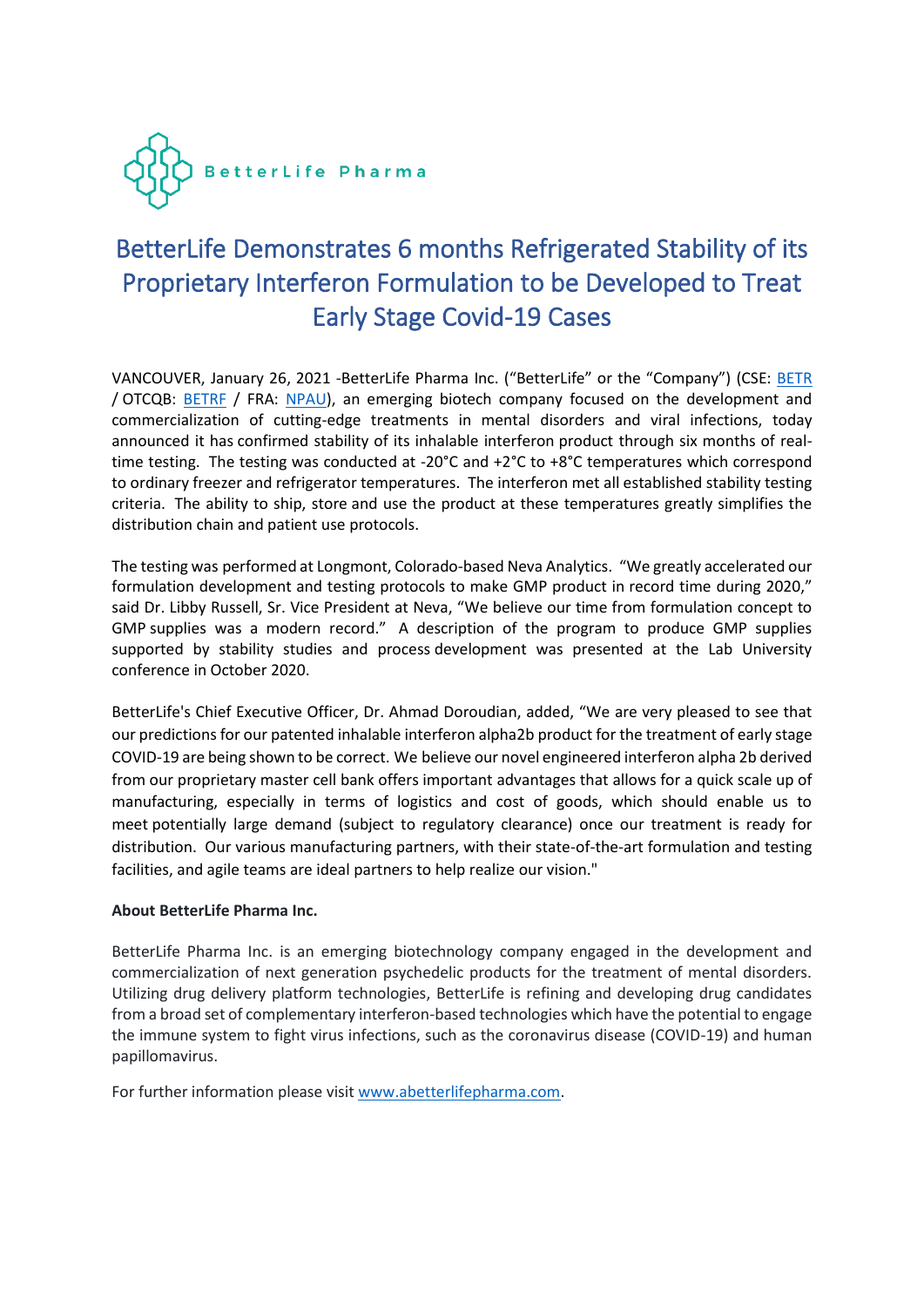BetterLife Pharma

# BetterLife Demonstrates 6 months Refrigerated Stability of its Proprietary Interferon Formulation to be Developed to Treat Early Stage Covid-19 Cases

VANCOUVER, January 26, 2021 -BetterLife Pharma Inc. ("BetterLife" or the "Company") (CSE: BETR / OTCQB: BETRF / FRA: NPAU), an emerging biotech company focused on the development and commercialization of cutting-edge treatments in mental disorders and viral infections, today announced it has confirmed stability of its inhalable interferon product through six months of real-time testing. The testing was conducted at -20°C and +2°C to +8°C temperatures which correspond to ordinary freezer and refrigerator temperatures. The interferon met all established stability testing criteria. The ability to ship, store and use the product at these temperatures greatly simplifies the distribution chain and patient use protocols.

The testing was performed at Longmont, Colorado-based Neva Analytics. "We greatly accelerated our formulation development and testing protocols to make GMP product in record time during 2020," said Dr. Libby Russell, Sr. Vice President at Neva, "We believe our time from formulation concept to GMP supplies was a modern record." A description of the program to produce GMP supplies supported by stability studies and process development was presented at the Lab University conference in October 2020.

BetterLife's Chief Executive Officer, Dr. Ahmad Doroudian, added, "We are very pleased to see that our predictions for our patented inhalable interferon alpha2b product for the treatment of early stage COVID-19 are being shown to be correct. We believe our novel engineered interferon alpha 2b derived from our proprietary master cell bank offers important advantages that allows for a quick scale up of manufacturing, especially in terms of logistics and cost of goods, which should enable us to meet potentially large demand (subject to regulatory clearance) once our treatment is ready for distribution. Our various manufacturing partners, with their state-of-the-art formulation and testing facilities, and agile teams are ideal partners to help realize our vision."

**About BetterLife Pharma Inc.**

BetterLife Pharma Inc. is an emerging biotechnology company engaged in the development and commercialization of next generation psychedelic products for the treatment of mental disorders. Utilizing drug delivery platform technologies, BetterLife is refining and developing drug candidates from a broad set of complementary interferon-based technologies which have the potential to engage the immune system to fight virus infections, such as the coronavirus disease (COVID-19) and human papillomavirus.

For further information please visit www.abetterlifepharma.com.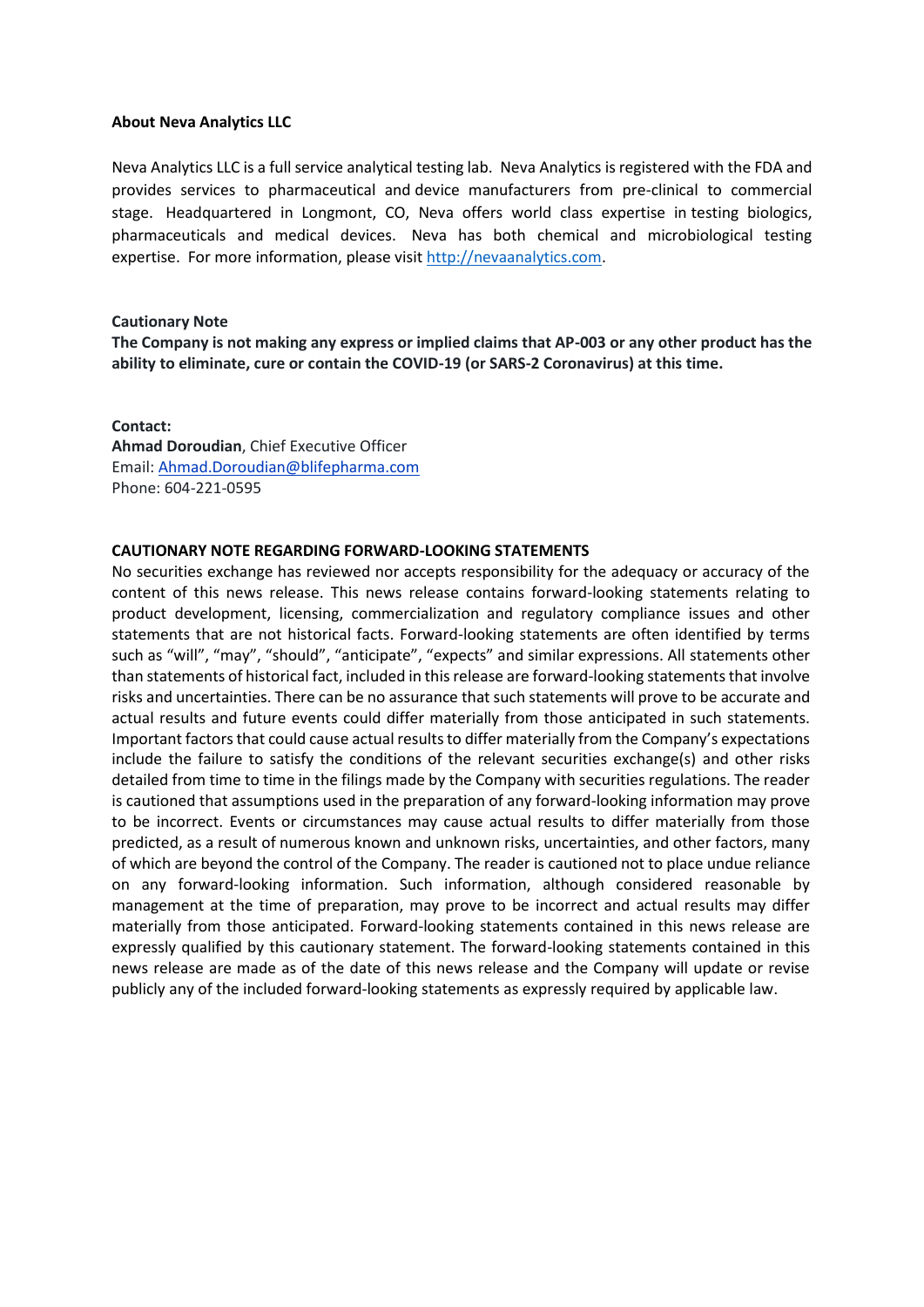**About Neva Analytics LLC**

Neva Analytics LLC is a full service analytical testing lab. Neva Analytics is registered with the FDA and provides services to pharmaceutical and device manufacturers from pre-clinical to commercial stage. Headquartered in Longmont, CO, Neva offers world class expertise in testing biologics, pharmaceuticals and medical devices. Neva has both chemical and microbiological testing expertise. For more information, please visit [http://nevaanalytics.com](http://nevaanalytics.com).

**Cautionary Note**

**The Company is not making any express or implied claims that AP-003 or any other product has the ability to eliminate, cure or contain the COVID-19 (or SARS-2 Coronavirus) at this time.**

**Contact:**
**Ahmad Doroudian**, Chief Executive Officer
Email: [Ahmad.Doroudian@blifepharma.com](mailto:Ahmad.Doroudian@blifepharma.com)
Phone: 604-221-0595

**CAUTIONARY NOTE REGARDING FORWARD-LOOKING STATEMENTS**

No securities exchange has reviewed nor accepts responsibility for the adequacy or accuracy of the content of this news release. This news release contains forward-looking statements relating to product development, licensing, commercialization and regulatory compliance issues and other statements that are not historical facts. Forward-looking statements are often identified by terms such as "will", "may", "should", "anticipate", "expects" and similar expressions. All statements other than statements of historical fact, included in this release are forward-looking statements that involve risks and uncertainties. There can be no assurance that such statements will prove to be accurate and actual results and future events could differ materially from those anticipated in such statements. Important factors that could cause actual results to differ materially from the Company's expectations include the failure to satisfy the conditions of the relevant securities exchange(s) and other risks detailed from time to time in the filings made by the Company with securities regulations. The reader is cautioned that assumptions used in the preparation of any forward-looking information may prove to be incorrect. Events or circumstances may cause actual results to differ materially from those predicted, as a result of numerous known and unknown risks, uncertainties, and other factors, many of which are beyond the control of the Company. The reader is cautioned not to place undue reliance on any forward-looking information. Such information, although considered reasonable by management at the time of preparation, may prove to be incorrect and actual results may differ materially from those anticipated. Forward-looking statements contained in this news release are expressly qualified by this cautionary statement. The forward-looking statements contained in this news release are made as of the date of this news release and the Company will update or revise publicly any of the included forward-looking statements as expressly required by applicable law.